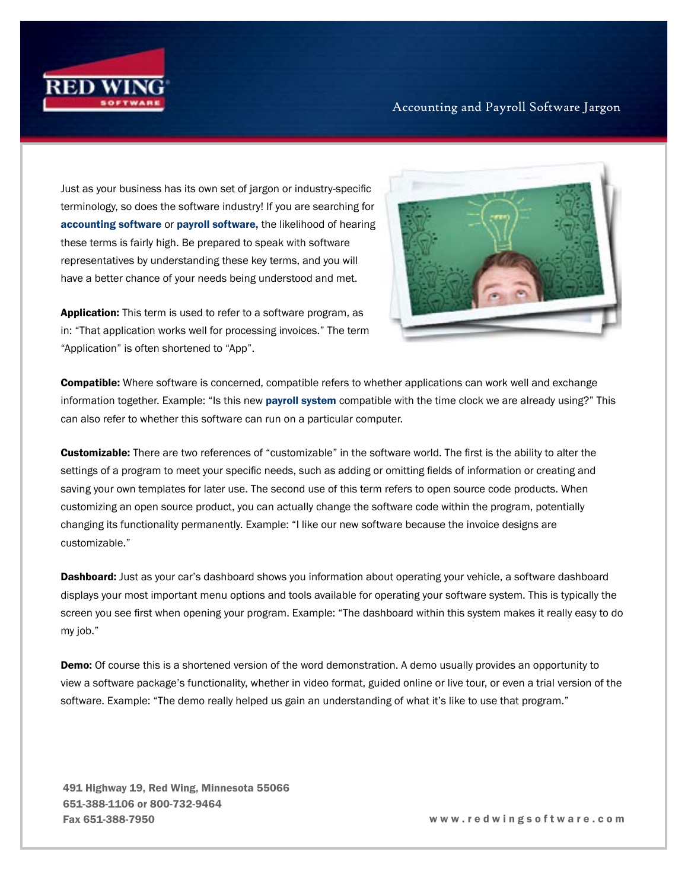# Accounting and Payroll Software Jargon

Just as your business has its own set of jargon or industry-specific terminology, so does the software industry! If you are searching for **accounting software** or **payroll software,** the likelihood of hearing these terms is fairly high. Be prepared to speak with software representatives by understanding these key terms, and you will have a better chance of your needs being understood and met.

**Application:** This term is used to refer to a software program, as in: "That application works well for processing invoices." The term "Application" is often shortened to "App".

**Compatible:** Where software is concerned, compatible refers to whether applications can work well and exchange information together. Example: "Is this new **payroll system** compatible with the time clock we are already using?" This can also refer to whether this software can run on a particular computer.

**Customizable:** There are two references of "customizable" in the software world. The first is the ability to alter the settings of a program to meet your specific needs, such as adding or omitting fields of information or creating and saving your own templates for later use. The second use of this term refers to open source code products. When customizing an open source product, you can actually change the software code within the program, potentially changing its functionality permanently. Example: "I like our new software because the invoice designs are customizable."

**Dashboard:** Just as your car's dashboard shows you information about operating your vehicle, a software dashboard displays your most important menu options and tools available for operating your software system. This is typically the screen you see first when opening your program. Example: "The dashboard within this system makes it really easy to do my job."

**Demo:** Of course this is a shortened version of the word demonstration. A demo usually provides an opportunity to view a software package's functionality, whether in video format, guided online or live tour, or even a trial version of the software. Example: "The demo really helped us gain an understanding of what it's like to use that program."

491 Highway 19, Red Wing, Minnesota 55066
651-388-1106 or 800-732-9464
Fax 651-388-7950

www.redwingsoftware.com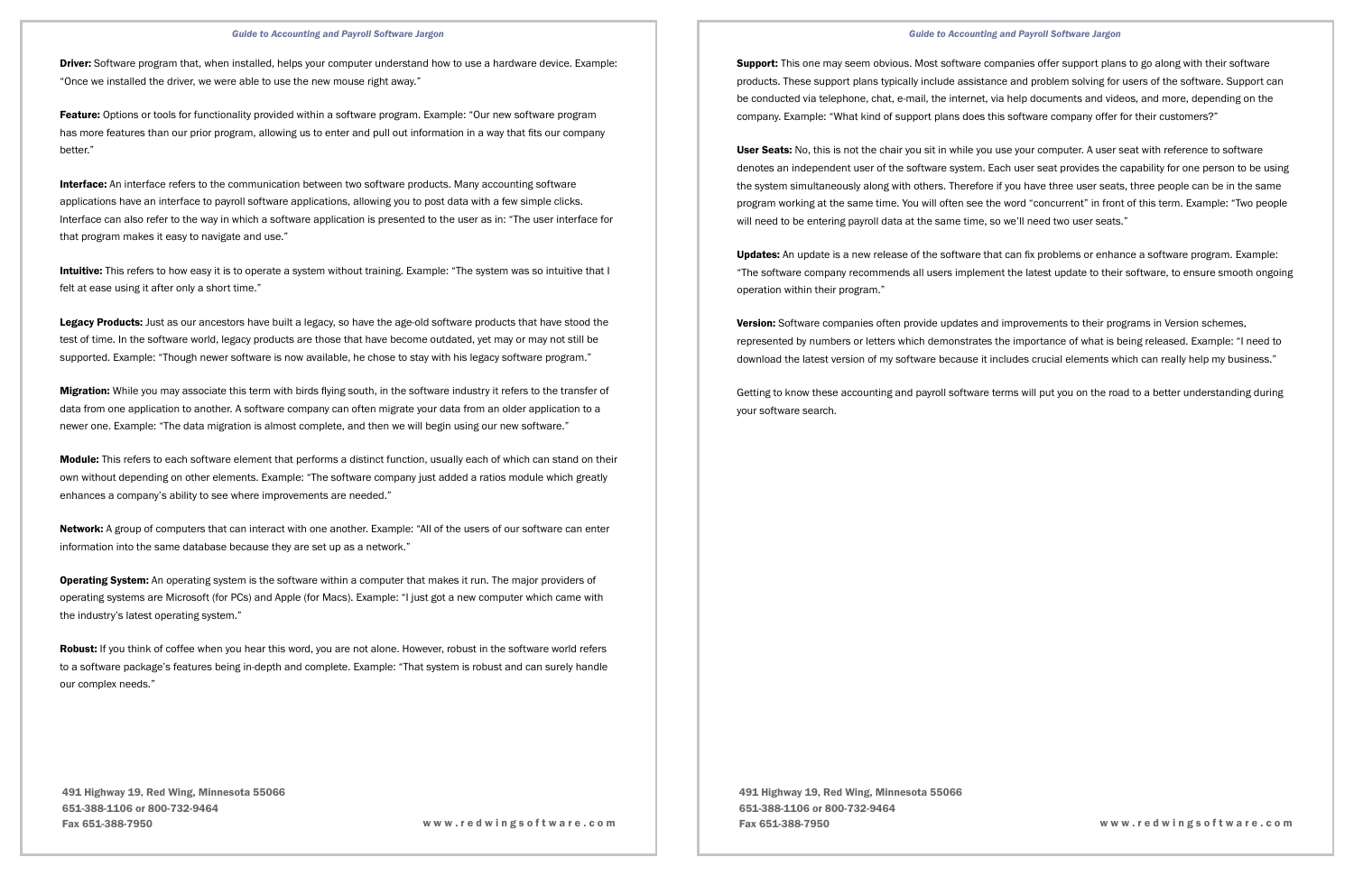**Driver:** Software program that, when installed, helps your computer understand how to use a hardware device. Example: "Once we installed the driver, we were able to use the new mouse right away."

**Feature:** Options or tools for functionality provided within a software program. Example: "Our new software program has more features than our prior program, allowing us to enter and pull out information in a way that fits our company better."

**Interface:** An interface refers to the communication between two software products. Many accounting software applications have an interface to payroll software applications, allowing you to post data with a few simple clicks. Interface can also refer to the way in which a software application is presented to the user as in: "The user interface for that program makes it easy to navigate and use."

**Intuitive:** This refers to how easy it is to operate a system without training. Example: "The system was so intuitive that I felt at ease using it after only a short time."

**Legacy Products:** Just as our ancestors have built a legacy, so have the age-old software products that have stood the test of time. In the software world, legacy products are those that have become outdated, yet may or may not still be supported. Example: "Though newer software is now available, he chose to stay with his legacy software program."

**Migration:** While you may associate this term with birds flying south, in the software industry it refers to the transfer of data from one application to another. A software company can often migrate your data from an older application to a newer one. Example: "The data migration is almost complete, and then we will begin using our new software."

**Module:** This refers to each software element that performs a distinct function, usually each of which can stand on their own without depending on other elements. Example: "The software company just added a ratios module which greatly enhances a company's ability to see where improvements are needed."

**Network:** A group of computers that can interact with one another. Example: "All of the users of our software can enter information into the same database because they are set up as a network."

**Operating System:** An operating system is the software within a computer that makes it run. The major providers of operating systems are Microsoft (for PCs) and Apple (for Macs). Example: "I just got a new computer which came with the industry's latest operating system."

**Robust:** If you think of coffee when you hear this word, you are not alone. However, robust in the software world refers to a software package's features being in-depth and complete. Example: "That system is robust and can surely handle our complex needs."

**Support:** This one may seem obvious. Most software companies offer support plans to go along with their software products. These support plans typically include assistance and problem solving for users of the software. Support can be conducted via telephone, chat, e-mail, the internet, via help documents and videos, and more, depending on the company. Example: "What kind of support plans does this software company offer for their customers?"

**User Seats:** No, this is not the chair you sit in while you use your computer. A user seat with reference to software denotes an independent user of the software system. Each user seat provides the capability for one person to be using the system simultaneously along with others. Therefore if you have three user seats, three people can be in the same program working at the same time. You will often see the word "concurrent" in front of this term. Example: "Two people will need to be entering payroll data at the same time, so we'll need two user seats."

**Updates:** An update is a new release of the software that can fix problems or enhance a software program. Example: "The software company recommends all users implement the latest update to their software, to ensure smooth ongoing operation within their program."

**Version:** Software companies often provide updates and improvements to their programs in Version schemes, represented by numbers or letters which demonstrates the importance of what is being released. Example: "I need to download the latest version of my software because it includes crucial elements which can really help my business."

Getting to know these accounting and payroll software terms will put you on the road to a better understanding during your software search.